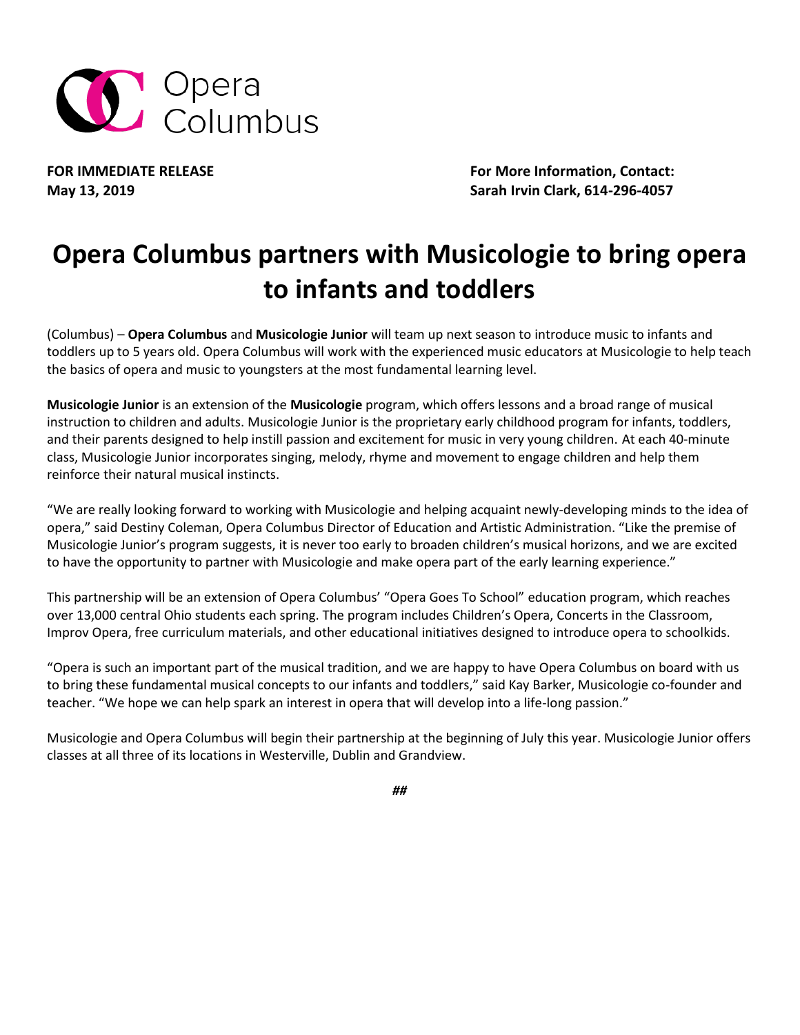Opera Columbus

**FOR IMMEDIATE RELEASE**
**May 13, 2019**

**For More Information, Contact:**
**Sarah Irvin Clark, 614-296-4057**

# Opera Columbus partners with Musicologie to bring opera to infants and toddlers

(Columbus) – **Opera Columbus** and **Musicologie Junior** will team up next season to introduce music to infants and toddlers up to 5 years old. Opera Columbus will work with the experienced music educators at Musicologie to help teach the basics of opera and music to youngsters at the most fundamental learning level.

**Musicologie Junior** is an extension of the **Musicologie** program, which offers lessons and a broad range of musical instruction to children and adults. Musicologie Junior is the proprietary early childhood program for infants, toddlers, and their parents designed to help instill passion and excitement for music in very young children. At each 40-minute class, Musicologie Junior incorporates singing, melody, rhyme and movement to engage children and help them reinforce their natural musical instincts.

"We are really looking forward to working with Musicologie and helping acquaint newly-developing minds to the idea of opera," said Destiny Coleman, Opera Columbus Director of Education and Artistic Administration. "Like the premise of Musicologie Junior's program suggests, it is never too early to broaden children's musical horizons, and we are excited to have the opportunity to partner with Musicologie and make opera part of the early learning experience."

This partnership will be an extension of Opera Columbus' "Opera Goes To School" education program, which reaches over 13,000 central Ohio students each spring. The program includes Children's Opera, Concerts in the Classroom, Improv Opera, free curriculum materials, and other educational initiatives designed to introduce opera to schoolkids.

"Opera is such an important part of the musical tradition, and we are happy to have Opera Columbus on board with us to bring these fundamental musical concepts to our infants and toddlers," said Kay Barker, Musicologie co-founder and teacher. "We hope we can help spark an interest in opera that will develop into a life-long passion."

Musicologie and Opera Columbus will begin their partnership at the beginning of July this year. Musicologie Junior offers classes at all three of its locations in Westerville, Dublin and Grandview.

*##*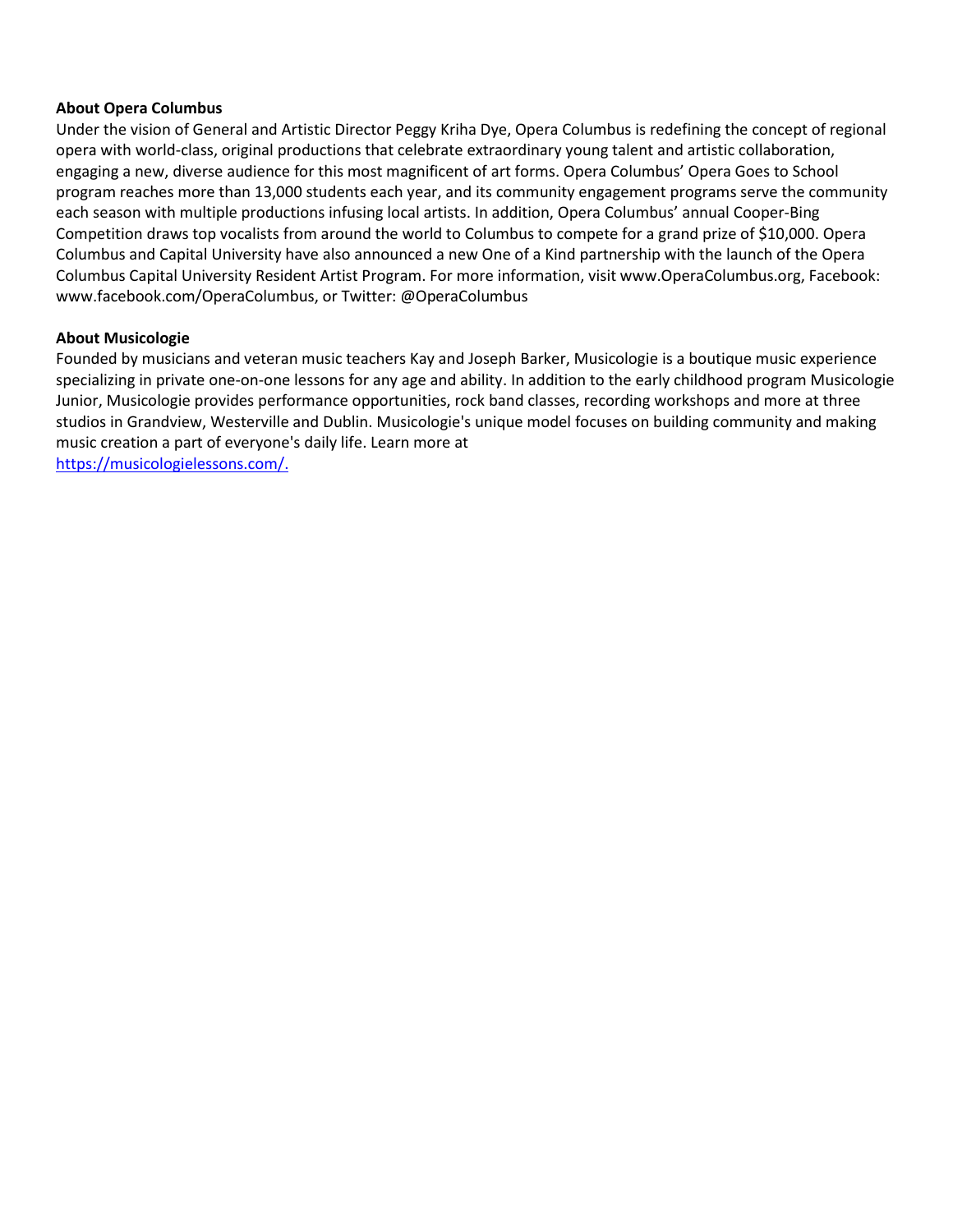**About Opera Columbus**

Under the vision of General and Artistic Director Peggy Kriha Dye, Opera Columbus is redefining the concept of regional opera with world-class, original productions that celebrate extraordinary young talent and artistic collaboration, engaging a new, diverse audience for this most magnificent of art forms. Opera Columbus' Opera Goes to School program reaches more than 13,000 students each year, and its community engagement programs serve the community each season with multiple productions infusing local artists. In addition, Opera Columbus' annual Cooper-Bing Competition draws top vocalists from around the world to Columbus to compete for a grand prize of $10,000. Opera Columbus and Capital University have also announced a new One of a Kind partnership with the launch of the Opera Columbus Capital University Resident Artist Program. For more information, visit www.OperaColumbus.org, Facebook: www.facebook.com/OperaColumbus, or Twitter: @OperaColumbus

**About Musicologie**

Founded by musicians and veteran music teachers Kay and Joseph Barker, Musicologie is a boutique music experience specializing in private one-on-one lessons for any age and ability. In addition to the early childhood program Musicologie Junior, Musicologie provides performance opportunities, rock band classes, recording workshops and more at three studios in Grandview, Westerville and Dublin. Musicologie's unique model focuses on building community and making music creation a part of everyone's daily life. Learn more at https://musicologielessons.com/.